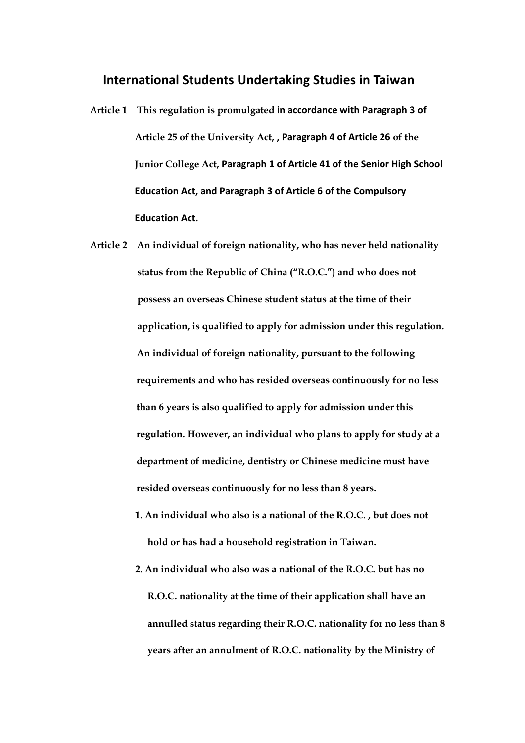# International Students Undertaking Studies in Taiwan

**Article 1** This regulation is promulgated in accordance with Paragraph 3 of Article 25 of the University Act, , Paragraph 4 of Article 26 of the Junior College Act, Paragraph 1 of Article 41 of the Senior High School Education Act, and Paragraph 3 of Article 6 of the Compulsory Education Act.

**Article 2** An individual of foreign nationality, who has never held nationality status from the Republic of China ("R.O.C.") and who does not possess an overseas Chinese student status at the time of their application, is qualified to apply for admission under this regulation.

An individual of foreign nationality, pursuant to the following requirements and who has resided overseas continuously for no less than 6 years is also qualified to apply for admission under this regulation. However, an individual who plans to apply for study at a department of medicine, dentistry or Chinese medicine must have resided overseas continuously for no less than 8 years.

1. An individual who also is a national of the R.O.C. , but does not hold or has had a household registration in Taiwan.
2. An individual who also was a national of the R.O.C. but has no R.O.C. nationality at the time of their application shall have an annulled status regarding their R.O.C. nationality for no less than 8 years after an annulment of R.O.C. nationality by the Ministry of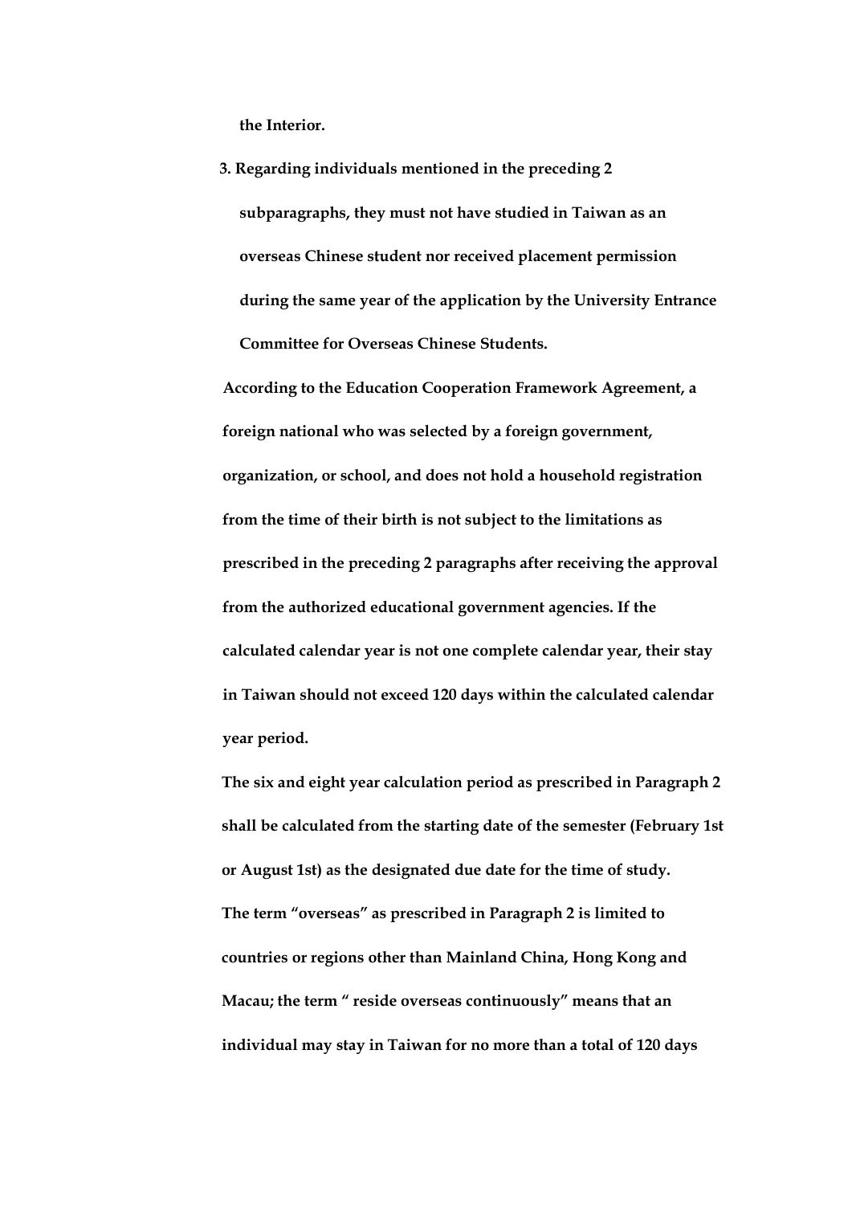**the Interior.**

**3. Regarding individuals mentioned in the preceding 2 subparagraphs, they must not have studied in Taiwan as an overseas Chinese student nor received placement permission during the same year of the application by the University Entrance Committee for Overseas Chinese Students.**

**According to the Education Cooperation Framework Agreement, a foreign national who was selected by a foreign government, organization, or school, and does not hold a household registration from the time of their birth is not subject to the limitations as prescribed in the preceding 2 paragraphs after receiving the approval from the authorized educational government agencies. If the calculated calendar year is not one complete calendar year, their stay in Taiwan should not exceed 120 days within the calculated calendar year period.**

**The six and eight year calculation period as prescribed in Paragraph 2 shall be calculated from the starting date of the semester (February 1st or August 1st) as the designated due date for the time of study.**

**The term "overseas" as prescribed in Paragraph 2 is limited to countries or regions other than Mainland China, Hong Kong and Macau; the term " reside overseas continuously" means that an individual may stay in Taiwan for no more than a total of 120 days**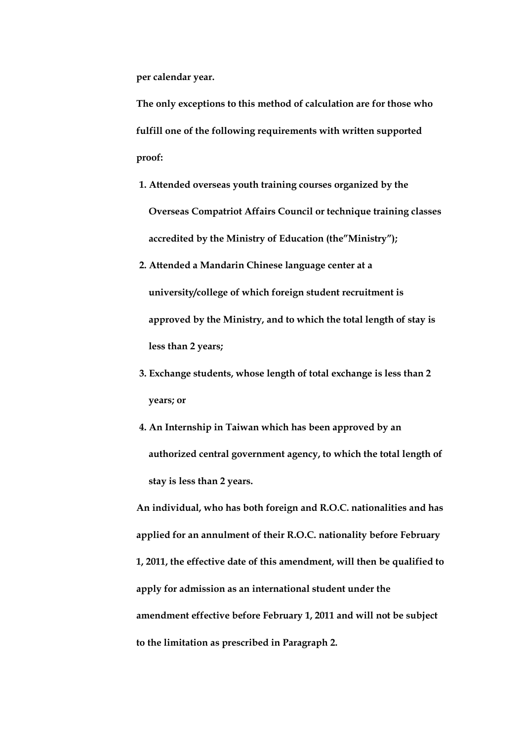**per calendar year.**

**The only exceptions to this method of calculation are for those who fulfill one of the following requirements with written supported proof:**

1. **Attended overseas youth training courses organized by the Overseas Compatriot Affairs Council or technique training classes accredited by the Ministry of Education (the"Ministry");**
2. **Attended a Mandarin Chinese language center at a university/college of which foreign student recruitment is approved by the Ministry, and to which the total length of stay is less than 2 years;**
3. **Exchange students, whose length of total exchange is less than 2 years; or**
4. **An Internship in Taiwan which has been approved by an authorized central government agency, to which the total length of stay is less than 2 years.**

**An individual, who has both foreign and R.O.C. nationalities and has applied for an annulment of their R.O.C. nationality before February 1, 2011, the effective date of this amendment, will then be qualified to apply for admission as an international student under the amendment effective before February 1, 2011 and will not be subject to the limitation as prescribed in Paragraph 2.**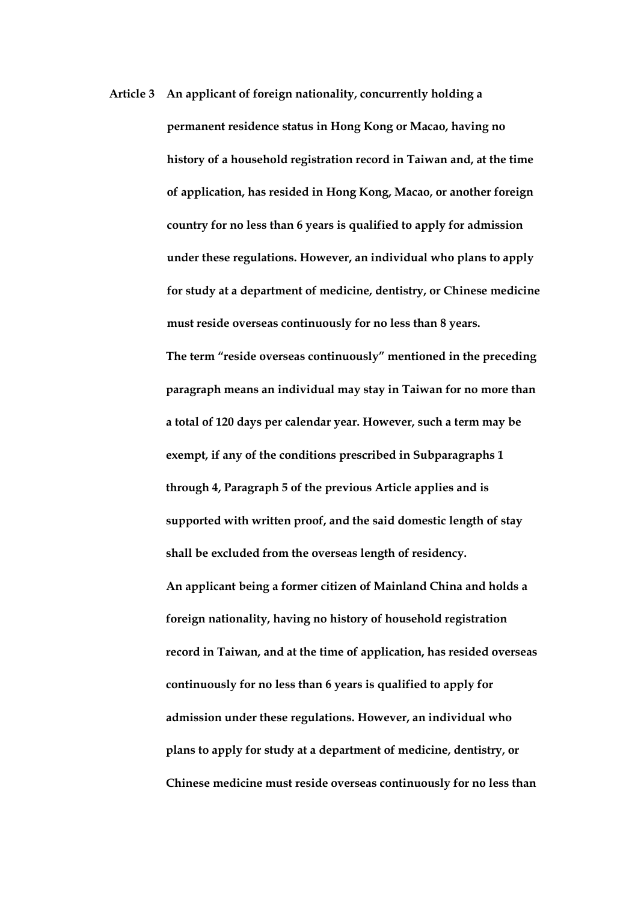**Article 3** **An applicant of foreign nationality, concurrently holding a permanent residence status in Hong Kong or Macao, having no history of a household registration record in Taiwan and, at the time of application, has resided in Hong Kong, Macao, or another foreign country for no less than 6 years is qualified to apply for admission under these regulations. However, an individual who plans to apply for study at a department of medicine, dentistry, or Chinese medicine must reside overseas continuously for no less than 8 years.**

**The term "reside overseas continuously" mentioned in the preceding paragraph means an individual may stay in Taiwan for no more than a total of 120 days per calendar year. However, such a term may be exempt, if any of the conditions prescribed in Subparagraphs 1 through 4, Paragraph 5 of the previous Article applies and is supported with written proof, and the said domestic length of stay shall be excluded from the overseas length of residency.**

**An applicant being a former citizen of Mainland China and holds a foreign nationality, having no history of household registration record in Taiwan, and at the time of application, has resided overseas continuously for no less than 6 years is qualified to apply for admission under these regulations. However, an individual who plans to apply for study at a department of medicine, dentistry, or Chinese medicine must reside overseas continuously for no less than**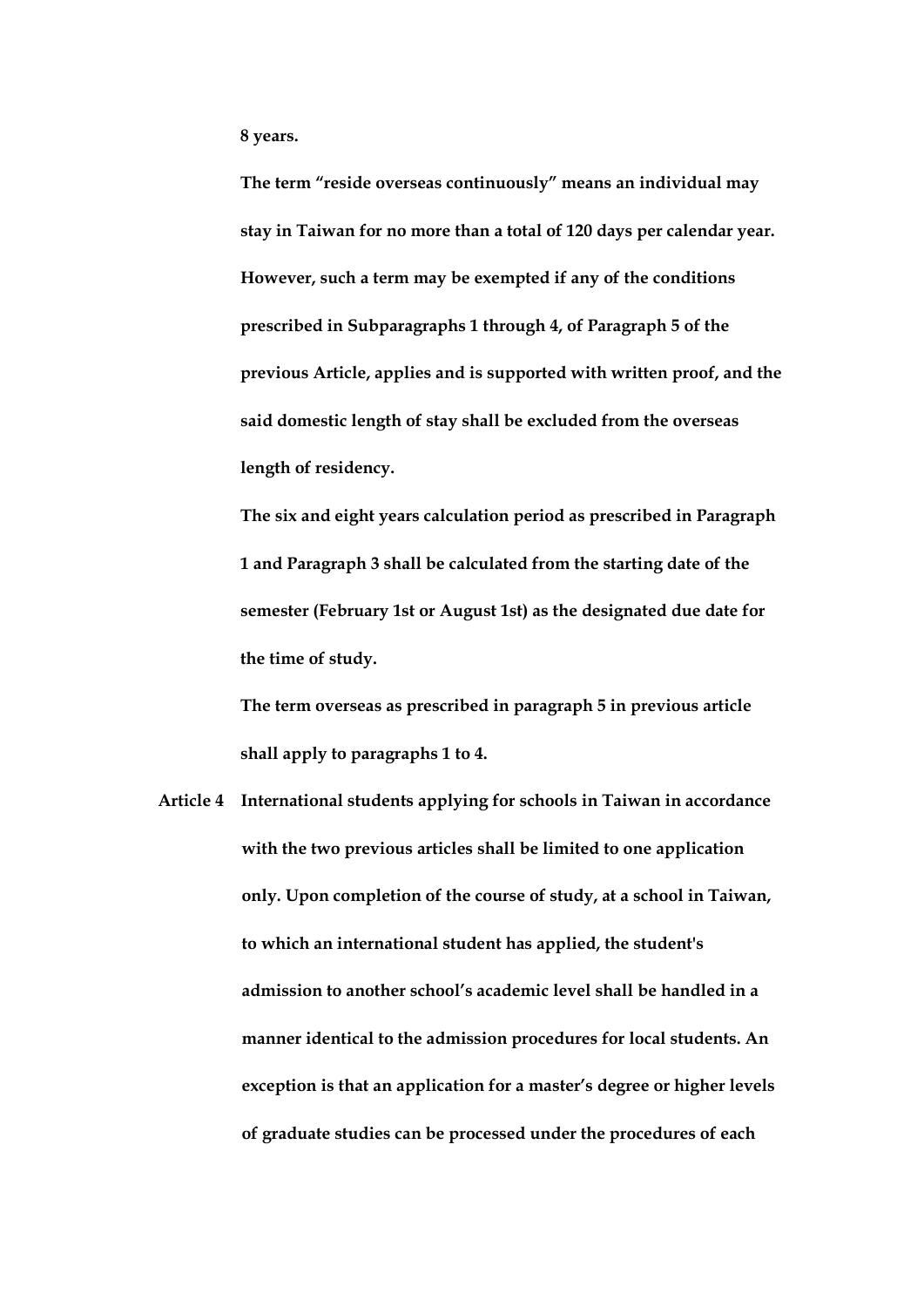**8 years.**

**The term "reside overseas continuously" means an individual may stay in Taiwan for no more than a total of 120 days per calendar year. However, such a term may be exempted if any of the conditions prescribed in Subparagraphs 1 through 4, of Paragraph 5 of the previous Article, applies and is supported with written proof, and the said domestic length of stay shall be excluded from the overseas length of residency.**

**The six and eight years calculation period as prescribed in Paragraph 1 and Paragraph 3 shall be calculated from the starting date of the semester (February 1st or August 1st) as the designated due date for the time of study.**

**The term overseas as prescribed in paragraph 5 in previous article shall apply to paragraphs 1 to 4.**

**Article 4** **International students applying for schools in Taiwan in accordance with the two previous articles shall be limited to one application only. Upon completion of the course of study, at a school in Taiwan, to which an international student has applied, the student's admission to another school's academic level shall be handled in a manner identical to the admission procedures for local students. An exception is that an application for a master's degree or higher levels of graduate studies can be processed under the procedures of each**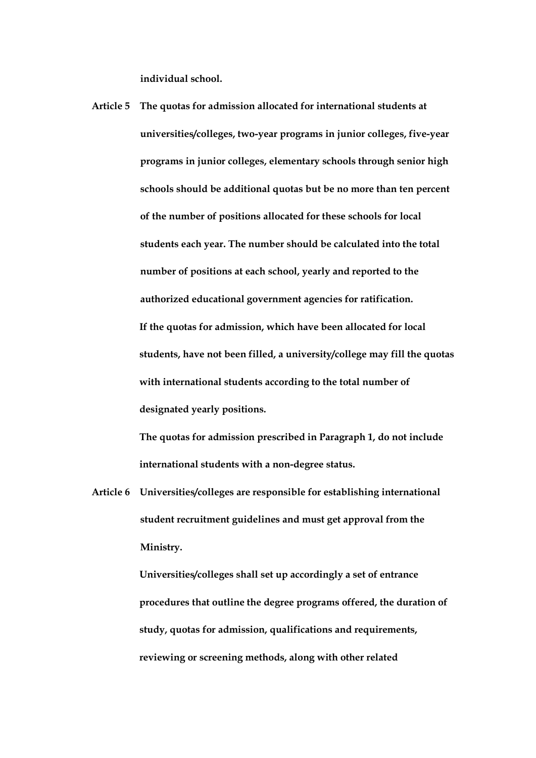**individual school.**

**Article 5 The quotas for admission allocated for international students at universities/colleges, two-year programs in junior colleges, five-year programs in junior colleges, elementary schools through senior high schools should be additional quotas but be no more than ten percent of the number of positions allocated for these schools for local students each year. The number should be calculated into the total number of positions at each school, yearly and reported to the authorized educational government agencies for ratification.**

**If the quotas for admission, which have been allocated for local students, have not been filled, a university/college may fill the quotas with international students according to the total number of designated yearly positions.**

**The quotas for admission prescribed in Paragraph 1, do not include international students with a non-degree status.**

**Article 6 Universities/colleges are responsible for establishing international student recruitment guidelines and must get approval from the Ministry.**

**Universities/colleges shall set up accordingly a set of entrance procedures that outline the degree programs offered, the duration of study, quotas for admission, qualifications and requirements, reviewing or screening methods, along with other related**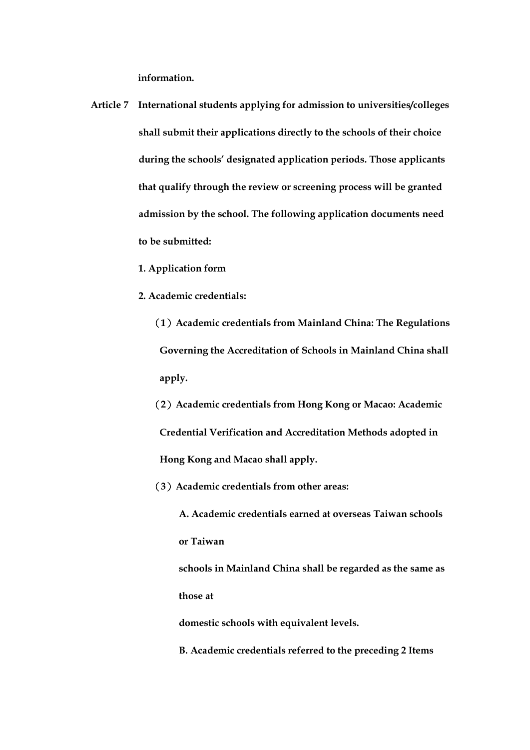**information.**

**Article 7 International students applying for admission to universities/colleges shall submit their applications directly to the schools of their choice during the schools' designated application periods. Those applicants that qualify through the review or screening process will be granted admission by the school. The following application documents need to be submitted:**

**1. Application form**

**2. Academic credentials:**

**（1）Academic credentials from Mainland China: The Regulations Governing the Accreditation of Schools in Mainland China shall apply.**

**（2）Academic credentials from Hong Kong or Macao: Academic Credential Verification and Accreditation Methods adopted in Hong Kong and Macao shall apply.**

**（3）Academic credentials from other areas:**

**A. Academic credentials earned at overseas Taiwan schools or Taiwan schools in Mainland China shall be regarded as the same as those at domestic schools with equivalent levels.**

**B. Academic credentials referred to the preceding 2 Items**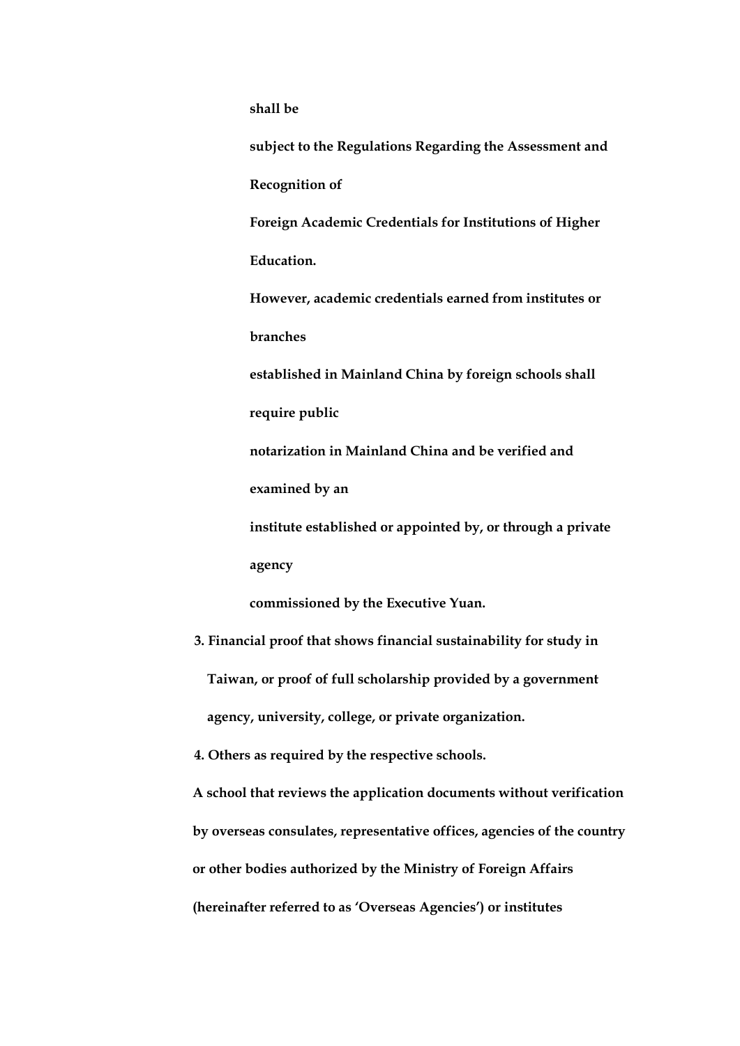**shall be subject to the Regulations Regarding the Assessment and Recognition of Foreign Academic Credentials for Institutions of Higher Education. However, academic credentials earned from institutes or branches established in Mainland China by foreign schools shall require public notarization in Mainland China and be verified and examined by an institute established or appointed by, or through a private agency commissioned by the Executive Yuan.**

**3. Financial proof that shows financial sustainability for study in Taiwan, or proof of full scholarship provided by a government agency, university, college, or private organization.**

**4. Others as required by the respective schools.**

**A school that reviews the application documents without verification by overseas consulates, representative offices, agencies of the country or other bodies authorized by the Ministry of Foreign Affairs (hereinafter referred to as 'Overseas Agencies') or institutes**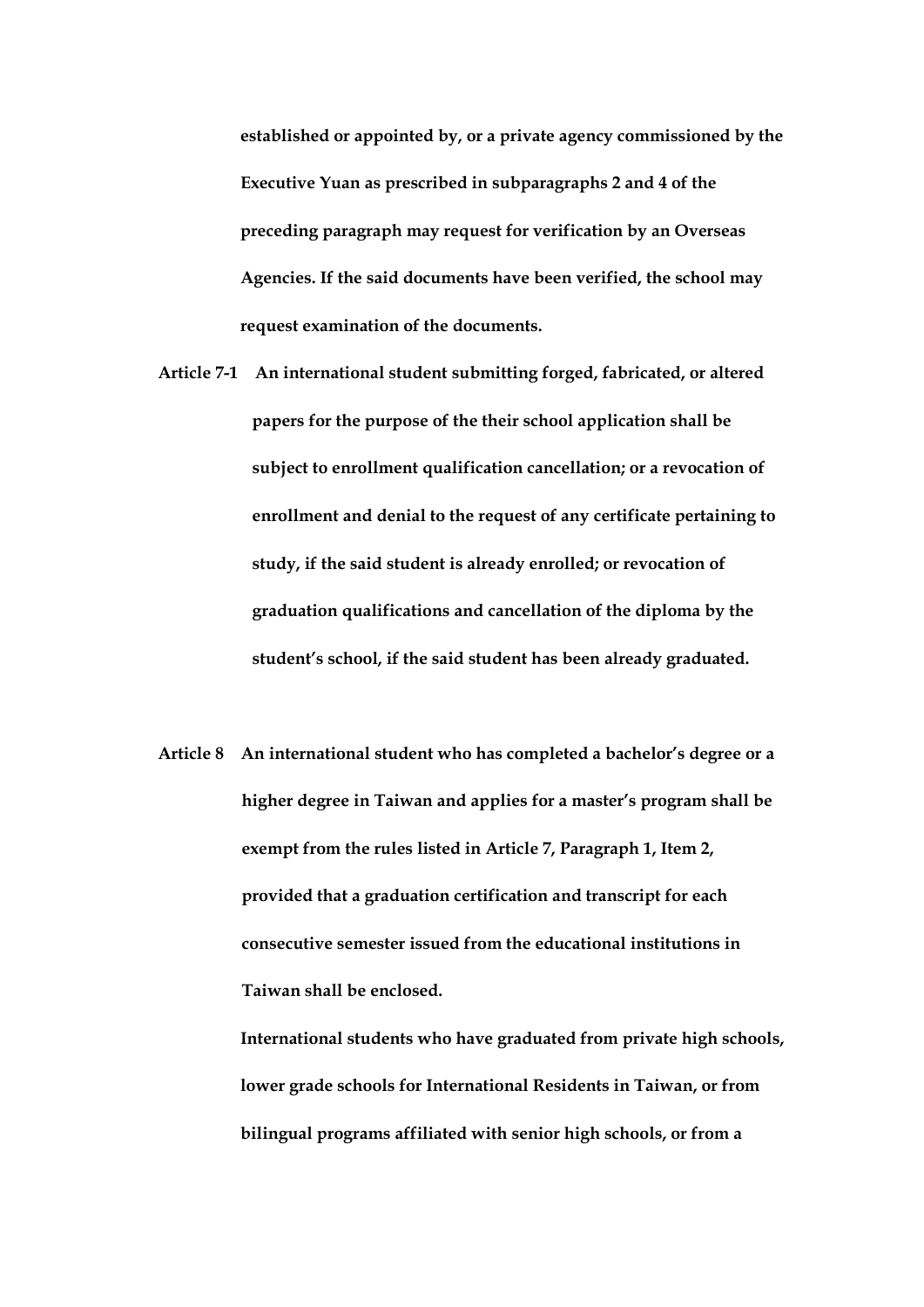**established or appointed by, or a private agency commissioned by the Executive Yuan as prescribed in subparagraphs 2 and 4 of the preceding paragraph may request for verification by an Overseas Agencies. If the said documents have been verified, the school may request examination of the documents.**

**Article 7-1** **An international student submitting forged, fabricated, or altered papers for the purpose of the their school application shall be subject to enrollment qualification cancellation; or a revocation of enrollment and denial to the request of any certificate pertaining to study, if the said student is already enrolled; or revocation of graduation qualifications and cancellation of the diploma by the student's school, if the said student has been already graduated.**

**Article 8** **An international student who has completed a bachelor's degree or a higher degree in Taiwan and applies for a master's program shall be exempt from the rules listed in Article 7, Paragraph 1, Item 2, provided that a graduation certification and transcript for each consecutive semester issued from the educational institutions in Taiwan shall be enclosed.**

**International students who have graduated from private high schools, lower grade schools for International Residents in Taiwan, or from bilingual programs affiliated with senior high schools, or from a**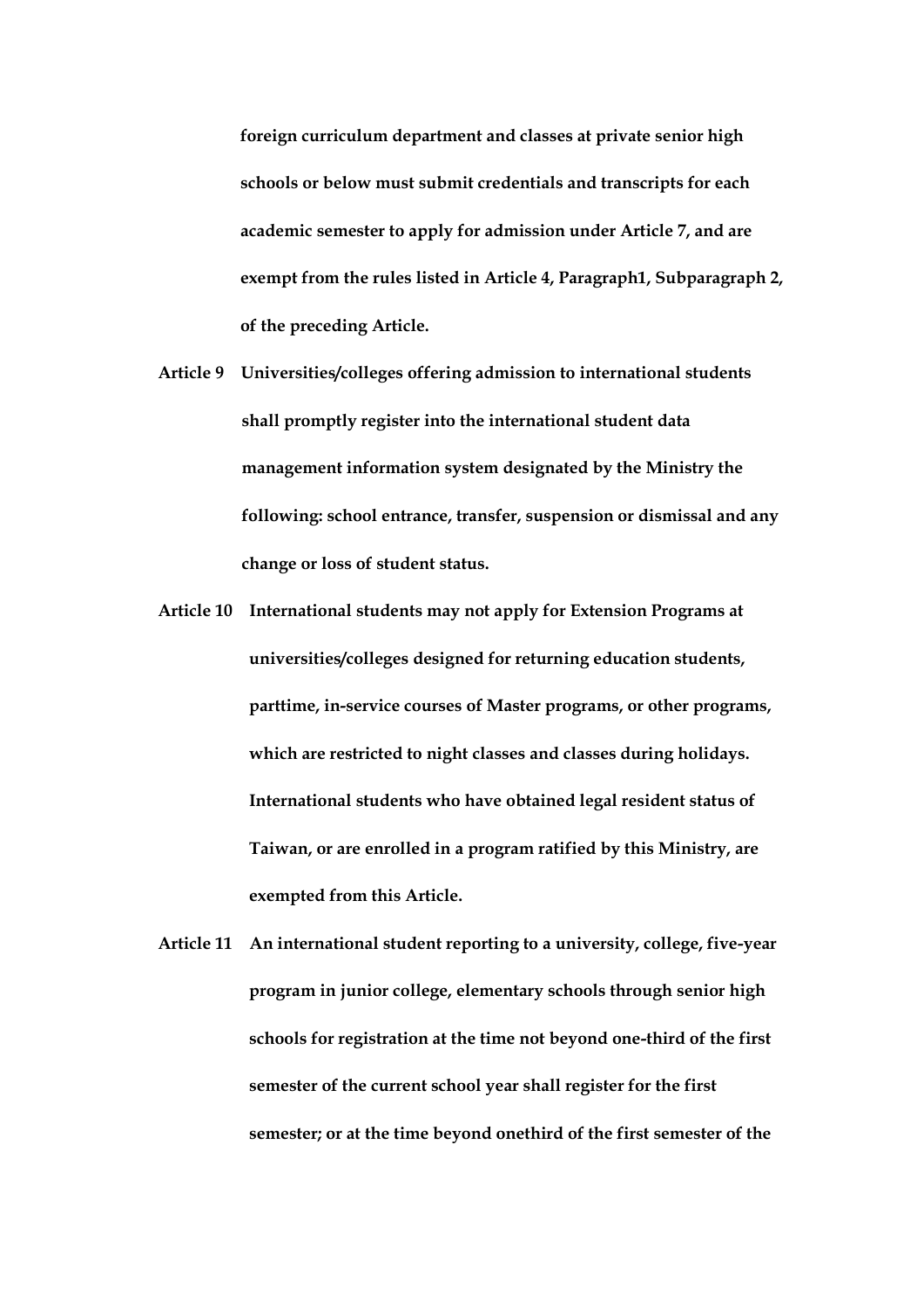**foreign curriculum department and classes at private senior high schools or below must submit credentials and transcripts for each academic semester to apply for admission under Article 7, and are exempt from the rules listed in Article 4, Paragraph1, Subparagraph 2, of the preceding Article.**

**Article 9** **Universities/colleges offering admission to international students shall promptly register into the international student data management information system designated by the Ministry the following: school entrance, transfer, suspension or dismissal and any change or loss of student status.**

**Article 10** **International students may not apply for Extension Programs at universities/colleges designed for returning education students, parttime, in-service courses of Master programs, or other programs, which are restricted to night classes and classes during holidays. International students who have obtained legal resident status of Taiwan, or are enrolled in a program ratified by this Ministry, are exempted from this Article.**

**Article 11** **An international student reporting to a university, college, five-year program in junior college, elementary schools through senior high schools for registration at the time not beyond one-third of the first semester of the current school year shall register for the first semester; or at the time beyond onethird of the first semester of the**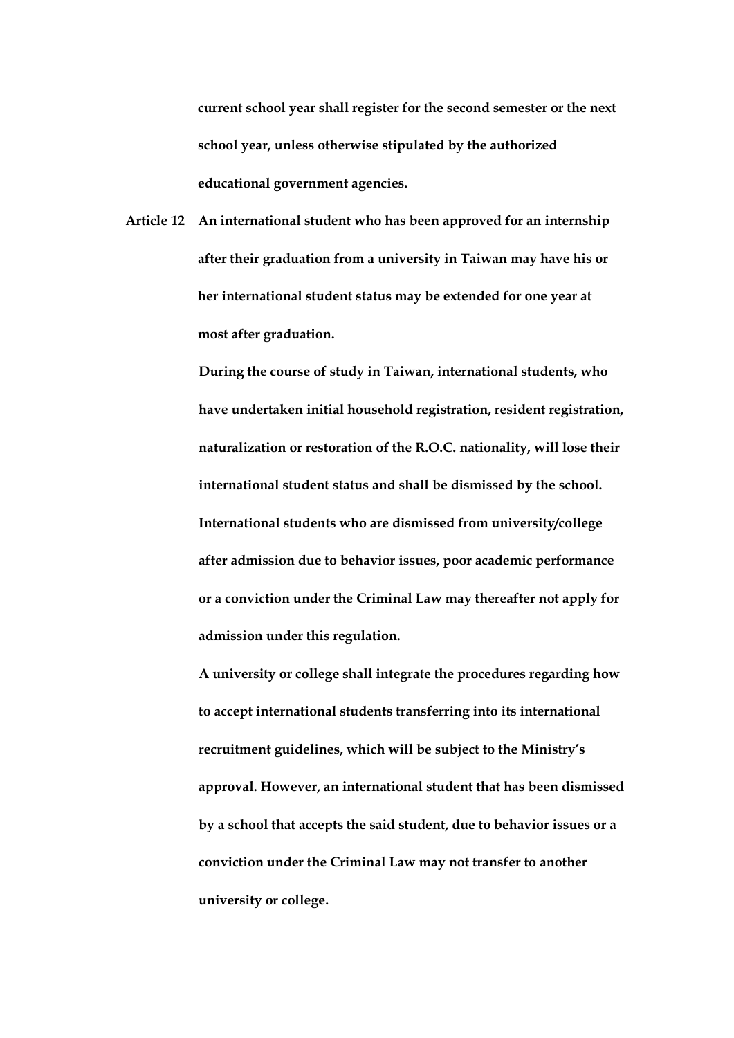**current school year shall register for the second semester or the next school year, unless otherwise stipulated by the authorized educational government agencies.**

**Article 12** **An international student who has been approved for an internship after their graduation from a university in Taiwan may have his or her international student status may be extended for one year at most after graduation.**

**During the course of study in Taiwan, international students, who have undertaken initial household registration, resident registration, naturalization or restoration of the R.O.C. nationality, will lose their international student status and shall be dismissed by the school. International students who are dismissed from university/college after admission due to behavior issues, poor academic performance or a conviction under the Criminal Law may thereafter not apply for admission under this regulation.**

**A university or college shall integrate the procedures regarding how to accept international students transferring into its international recruitment guidelines, which will be subject to the Ministry's approval. However, an international student that has been dismissed by a school that accepts the said student, due to behavior issues or a conviction under the Criminal Law may not transfer to another university or college.**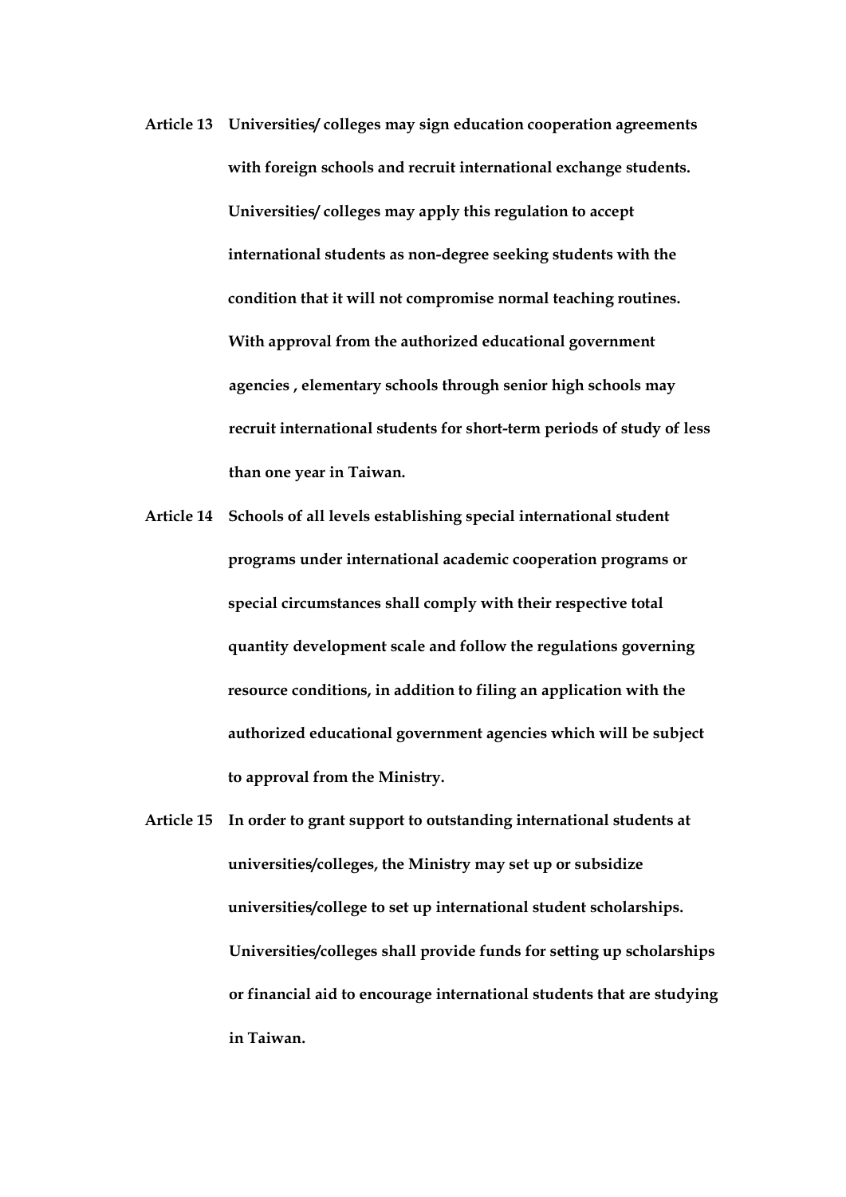**Article 13** **Universities/ colleges may sign education cooperation agreements with foreign schools and recruit international exchange students. Universities/ colleges may apply this regulation to accept international students as non-degree seeking students with the condition that it will not compromise normal teaching routines. With approval from the authorized educational government agencies , elementary schools through senior high schools may recruit international students for short-term periods of study of less than one year in Taiwan.**

**Article 14** **Schools of all levels establishing special international student programs under international academic cooperation programs or special circumstances shall comply with their respective total quantity development scale and follow the regulations governing resource conditions, in addition to filing an application with the authorized educational government agencies which will be subject to approval from the Ministry.**

**Article 15** **In order to grant support to outstanding international students at universities/colleges, the Ministry may set up or subsidize universities/college to set up international student scholarships. Universities/colleges shall provide funds for setting up scholarships or financial aid to encourage international students that are studying in Taiwan.**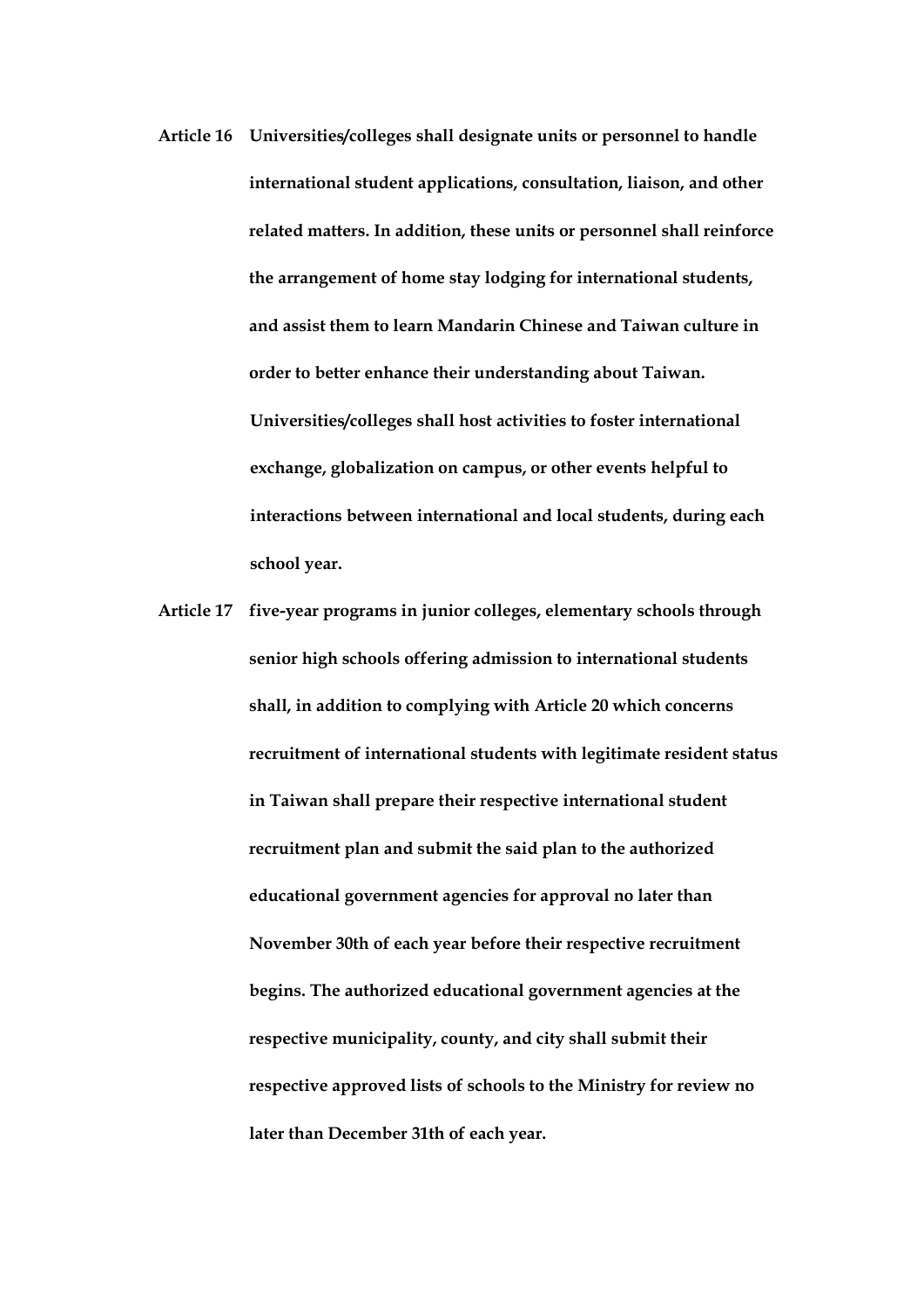**Article 16 Universities/colleges shall designate units or personnel to handle international student applications, consultation, liaison, and other related matters. In addition, these units or personnel shall reinforce the arrangement of home stay lodging for international students, and assist them to learn Mandarin Chinese and Taiwan culture in order to better enhance their understanding about Taiwan.**

**Universities/colleges shall host activities to foster international exchange, globalization on campus, or other events helpful to interactions between international and local students, during each school year.**

**Article 17 five-year programs in junior colleges, elementary schools through senior high schools offering admission to international students shall, in addition to complying with Article 20 which concerns recruitment of international students with legitimate resident status in Taiwan shall prepare their respective international student recruitment plan and submit the said plan to the authorized educational government agencies for approval no later than November 30th of each year before their respective recruitment begins. The authorized educational government agencies at the respective municipality, county, and city shall submit their respective approved lists of schools to the Ministry for review no later than December 31th of each year.**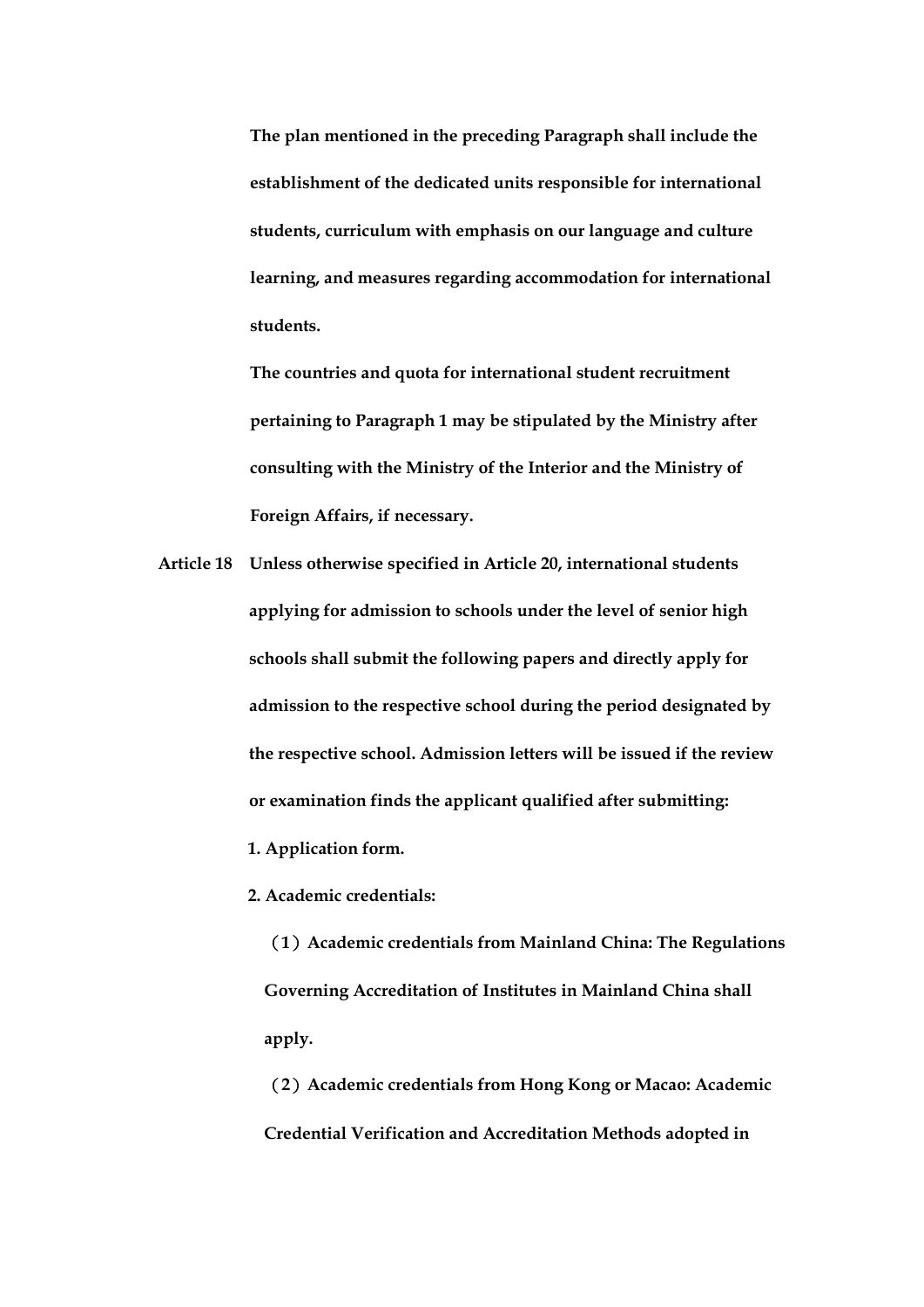**The plan mentioned in the preceding Paragraph shall include the establishment of the dedicated units responsible for international students, curriculum with emphasis on our language and culture learning, and measures regarding accommodation for international students.**

**The countries and quota for international student recruitment pertaining to Paragraph 1 may be stipulated by the Ministry after consulting with the Ministry of the Interior and the Ministry of Foreign Affairs, if necessary.**

**Article 18** **Unless otherwise specified in Article 20, international students applying for admission to schools under the level of senior high schools shall submit the following papers and directly apply for admission to the respective school during the period designated by the respective school. Admission letters will be issued if the review or examination finds the applicant qualified after submitting:**

**1. Application form.**

**2. Academic credentials:**

**（1）Academic credentials from Mainland China: The Regulations Governing Accreditation of Institutes in Mainland China shall apply.**

**（2）Academic credentials from Hong Kong or Macao: Academic Credential Verification and Accreditation Methods adopted in**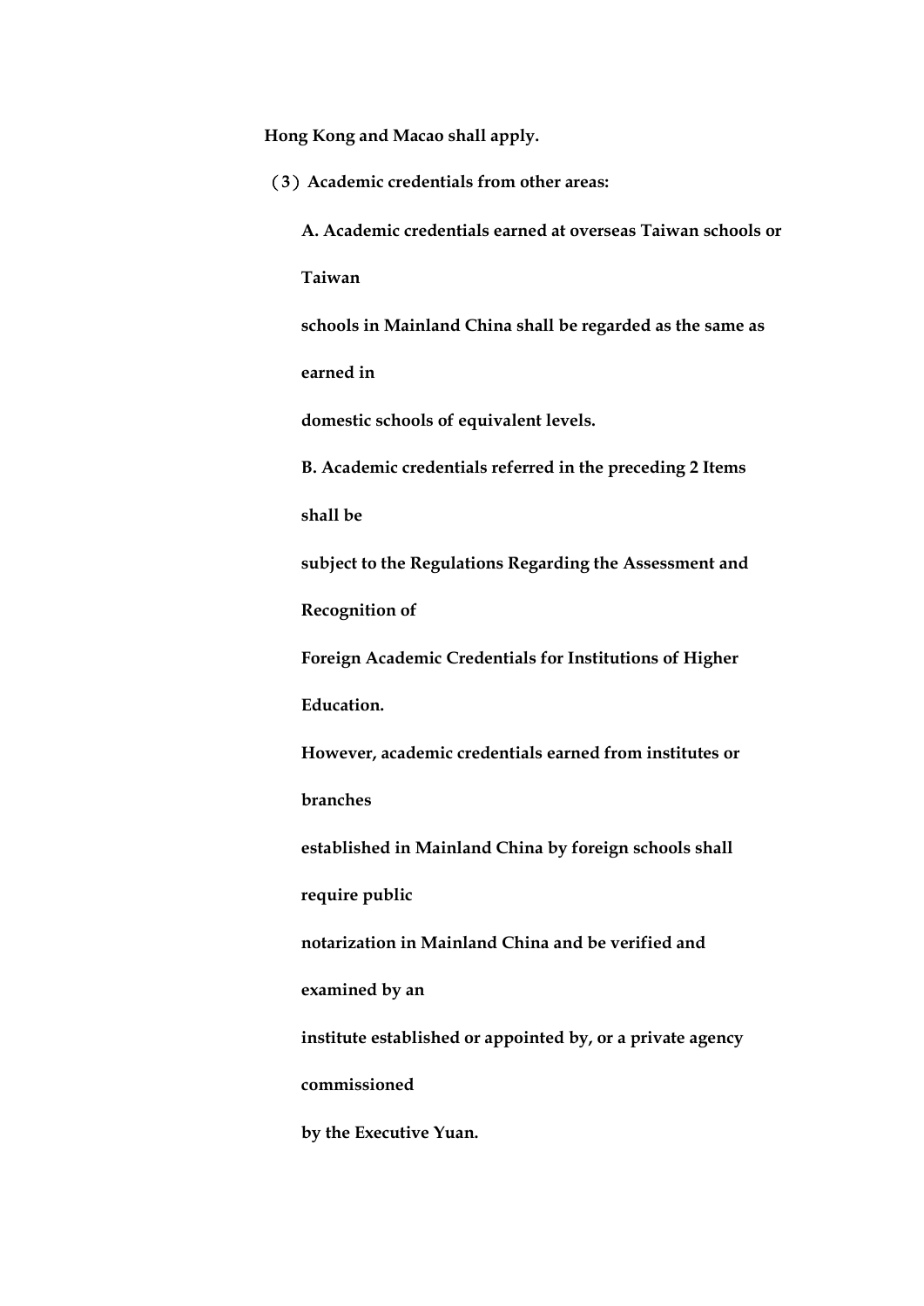**Hong Kong and Macao shall apply.**

**（3）Academic credentials from other areas:**

**A. Academic credentials earned at overseas Taiwan schools or Taiwan schools in Mainland China shall be regarded as the same as earned in domestic schools of equivalent levels.**

**B. Academic credentials referred in the preceding 2 Items shall be subject to the Regulations Regarding the Assessment and Recognition of Foreign Academic Credentials for Institutions of Higher Education.**

**However, academic credentials earned from institutes or branches established in Mainland China by foreign schools shall require public notarization in Mainland China and be verified and examined by an institute established or appointed by, or a private agency commissioned by the Executive Yuan.**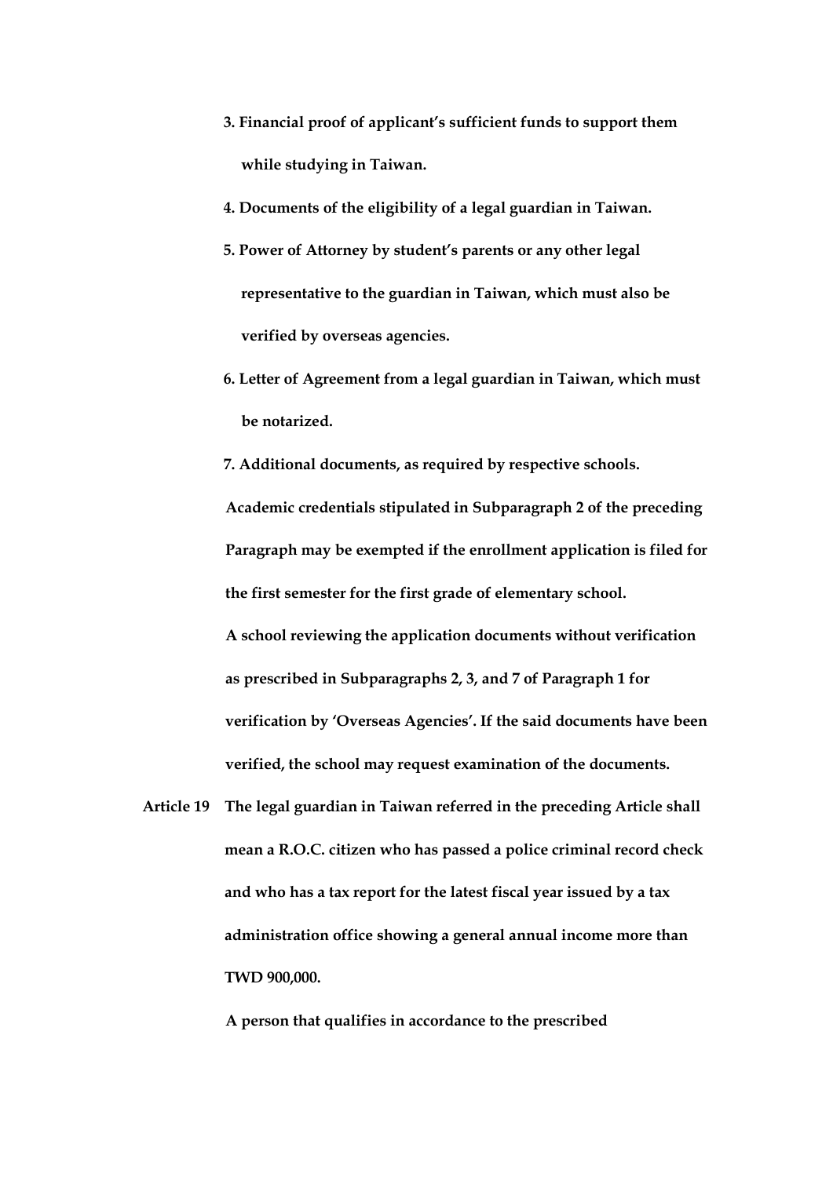**3. Financial proof of applicant's sufficient funds to support them while studying in Taiwan.**

**4. Documents of the eligibility of a legal guardian in Taiwan.**

**5. Power of Attorney by student's parents or any other legal representative to the guardian in Taiwan, which must also be verified by overseas agencies.**

**6. Letter of Agreement from a legal guardian in Taiwan, which must be notarized.**

**7. Additional documents, as required by respective schools.**

**Academic credentials stipulated in Subparagraph 2 of the preceding Paragraph may be exempted if the enrollment application is filed for the first semester for the first grade of elementary school.**

**A school reviewing the application documents without verification as prescribed in Subparagraphs 2, 3, and 7 of Paragraph 1 for verification by 'Overseas Agencies'. If the said documents have been verified, the school may request examination of the documents.**

**Article 19** **The legal guardian in Taiwan referred in the preceding Article shall mean a R.O.C. citizen who has passed a police criminal record check and who has a tax report for the latest fiscal year issued by a tax administration office showing a general annual income more than TWD 900,000.**

**A person that qualifies in accordance to the prescribed**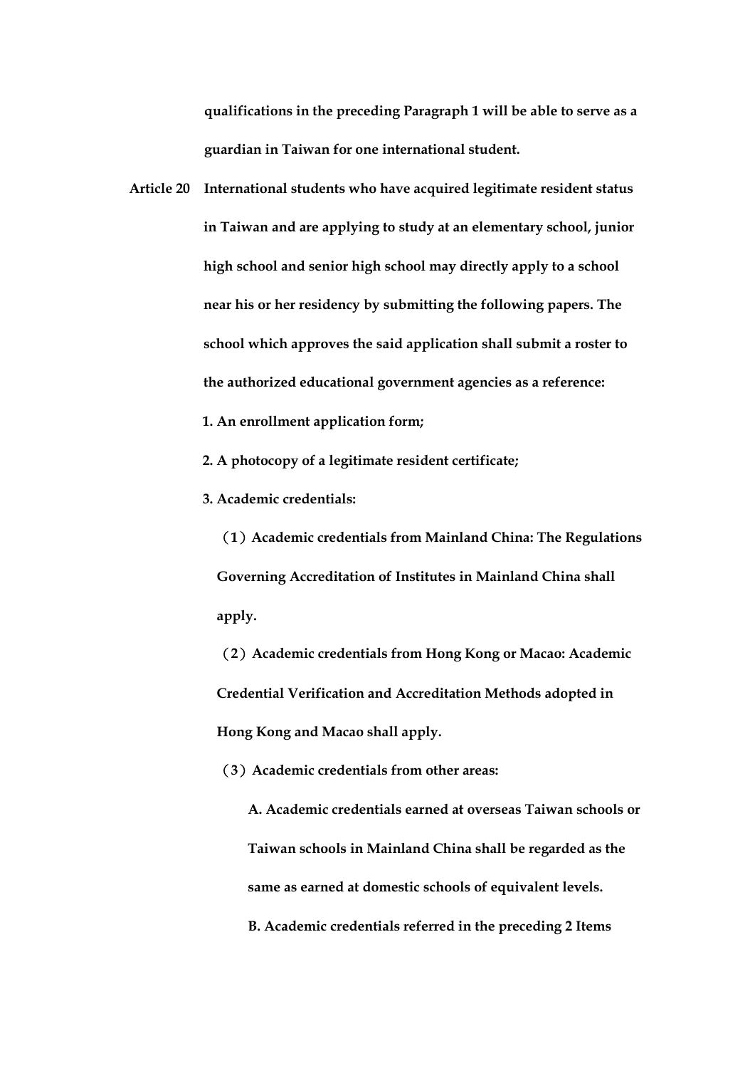**qualifications in the preceding Paragraph 1 will be able to serve as a guardian in Taiwan for one international student.**

**Article 20 International students who have acquired legitimate resident status in Taiwan and are applying to study at an elementary school, junior high school and senior high school may directly apply to a school near his or her residency by submitting the following papers. The school which approves the said application shall submit a roster to the authorized educational government agencies as a reference:**

**1. An enrollment application form;**

**2. A photocopy of a legitimate resident certificate;**

**3. Academic credentials:**

**（1）Academic credentials from Mainland China: The Regulations Governing Accreditation of Institutes in Mainland China shall apply.**

**（2）Academic credentials from Hong Kong or Macao: Academic Credential Verification and Accreditation Methods adopted in Hong Kong and Macao shall apply.**

**（3）Academic credentials from other areas:**

**A. Academic credentials earned at overseas Taiwan schools or Taiwan schools in Mainland China shall be regarded as the same as earned at domestic schools of equivalent levels.**

**B. Academic credentials referred in the preceding 2 Items**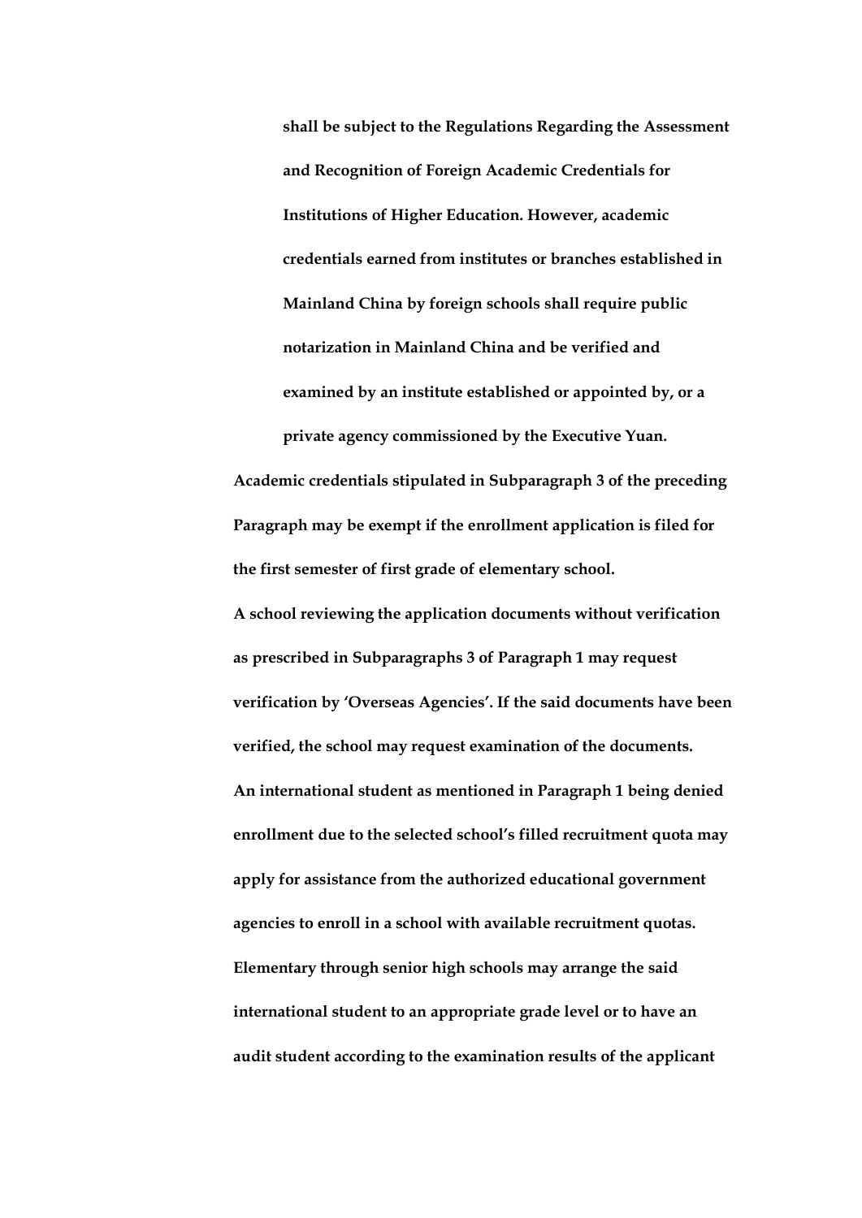**shall be subject to the Regulations Regarding the Assessment and Recognition of Foreign Academic Credentials for Institutions of Higher Education. However, academic credentials earned from institutes or branches established in Mainland China by foreign schools shall require public notarization in Mainland China and be verified and examined by an institute established or appointed by, or a private agency commissioned by the Executive Yuan.**

**Academic credentials stipulated in Subparagraph 3 of the preceding Paragraph may be exempt if the enrollment application is filed for the first semester of first grade of elementary school.**

**A school reviewing the application documents without verification as prescribed in Subparagraphs 3 of Paragraph 1 may request verification by 'Overseas Agencies'. If the said documents have been verified, the school may request examination of the documents.**

**An international student as mentioned in Paragraph 1 being denied enrollment due to the selected school's filled recruitment quota may apply for assistance from the authorized educational government agencies to enroll in a school with available recruitment quotas.**

**Elementary through senior high schools may arrange the said international student to an appropriate grade level or to have an audit student according to the examination results of the applicant**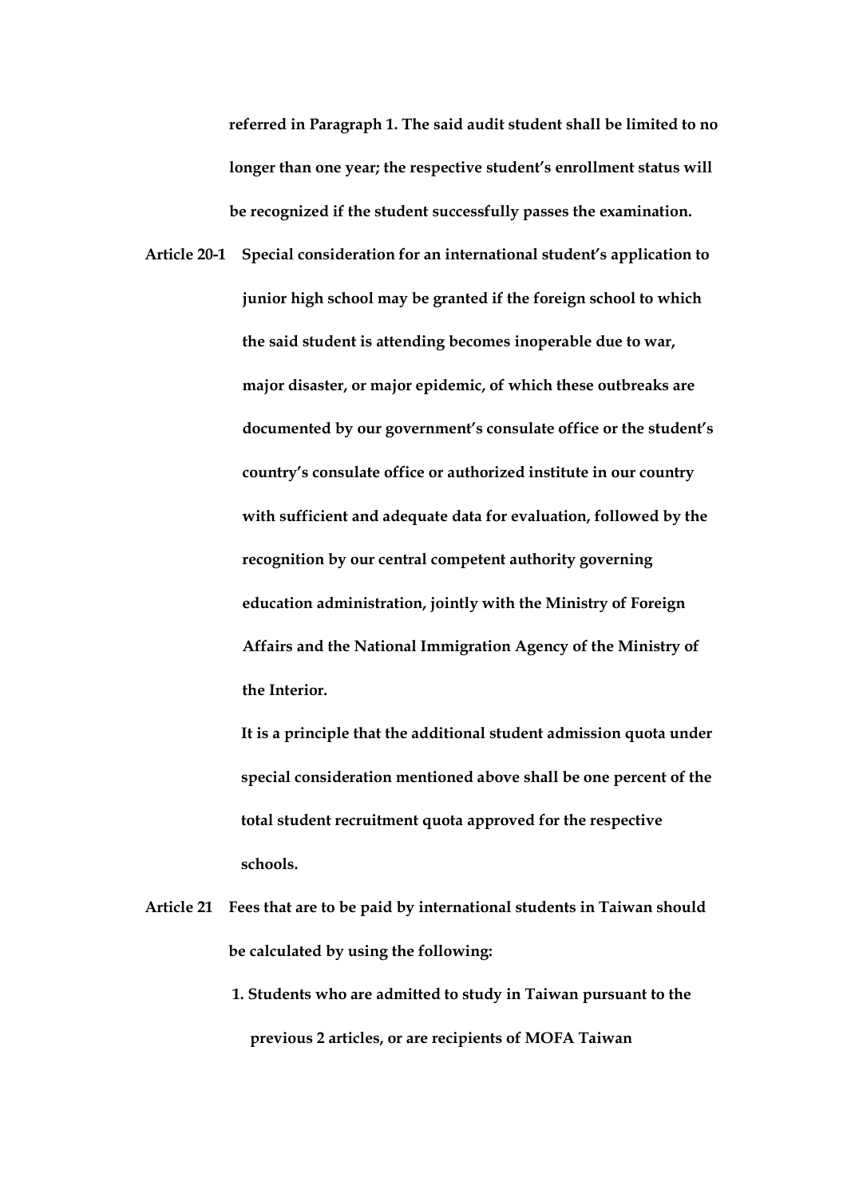**referred in Paragraph 1. The said audit student shall be limited to no longer than one year; the respective student's enrollment status will be recognized if the student successfully passes the examination.**

**Article 20-1** **Special consideration for an international student's application to junior high school may be granted if the foreign school to which the said student is attending becomes inoperable due to war, major disaster, or major epidemic, of which these outbreaks are documented by our government's consulate office or the student's country's consulate office or authorized institute in our country with sufficient and adequate data for evaluation, followed by the recognition by our central competent authority governing education administration, jointly with the Ministry of Foreign Affairs and the National Immigration Agency of the Ministry of the Interior.**

**It is a principle that the additional student admission quota under special consideration mentioned above shall be one percent of the total student recruitment quota approved for the respective schools.**

**Article 21** **Fees that are to be paid by international students in Taiwan should be calculated by using the following:**

**1. Students who are admitted to study in Taiwan pursuant to the previous 2 articles, or are recipients of MOFA Taiwan**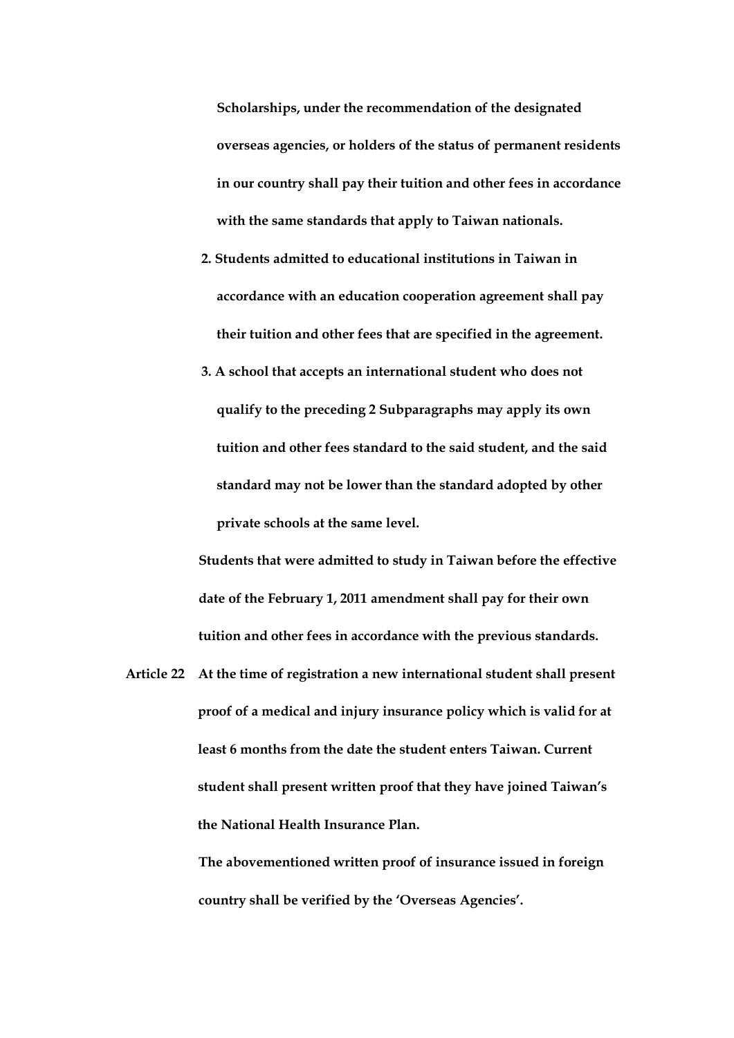**Scholarships, under the recommendation of the designated overseas agencies, or holders of the status of permanent residents in our country shall pay their tuition and other fees in accordance with the same standards that apply to Taiwan nationals.**

2. **Students admitted to educational institutions in Taiwan in accordance with an education cooperation agreement shall pay their tuition and other fees that are specified in the agreement.**
3. **A school that accepts an international student who does not qualify to the preceding 2 Subparagraphs may apply its own tuition and other fees standard to the said student, and the said standard may not be lower than the standard adopted by other private schools at the same level.**

**Students that were admitted to study in Taiwan before the effective date of the February 1, 2011 amendment shall pay for their own tuition and other fees in accordance with the previous standards.**

**Article 22 At the time of registration a new international student shall present proof of a medical and injury insurance policy which is valid for at least 6 months from the date the student enters Taiwan. Current student shall present written proof that they have joined Taiwan's the National Health Insurance Plan.**

**The abovementioned written proof of insurance issued in foreign country shall be verified by the 'Overseas Agencies'.**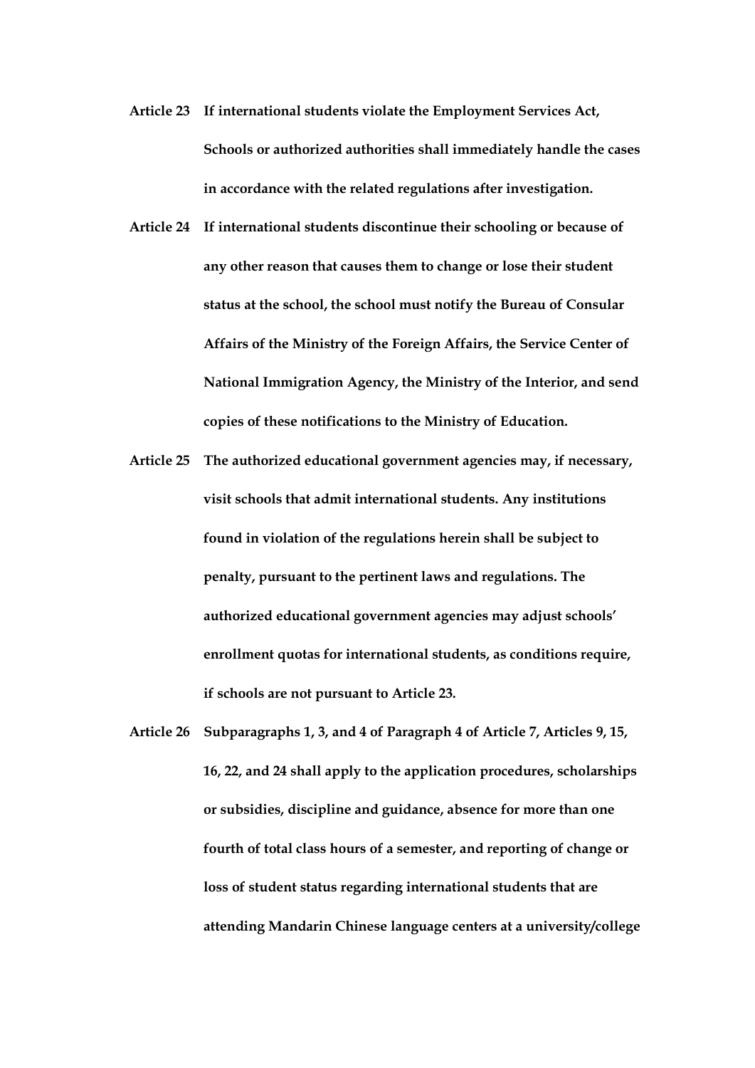**Article 23 If international students violate the Employment Services Act, Schools or authorized authorities shall immediately handle the cases in accordance with the related regulations after investigation.**

**Article 24 If international students discontinue their schooling or because of any other reason that causes them to change or lose their student status at the school, the school must notify the Bureau of Consular Affairs of the Ministry of the Foreign Affairs, the Service Center of National Immigration Agency, the Ministry of the Interior, and send copies of these notifications to the Ministry of Education.**

**Article 25 The authorized educational government agencies may, if necessary, visit schools that admit international students. Any institutions found in violation of the regulations herein shall be subject to penalty, pursuant to the pertinent laws and regulations. The authorized educational government agencies may adjust schools' enrollment quotas for international students, as conditions require, if schools are not pursuant to Article 23.**

**Article 26 Subparagraphs 1, 3, and 4 of Paragraph 4 of Article 7, Articles 9, 15, 16, 22, and 24 shall apply to the application procedures, scholarships or subsidies, discipline and guidance, absence for more than one fourth of total class hours of a semester, and reporting of change or loss of student status regarding international students that are attending Mandarin Chinese language centers at a university/college**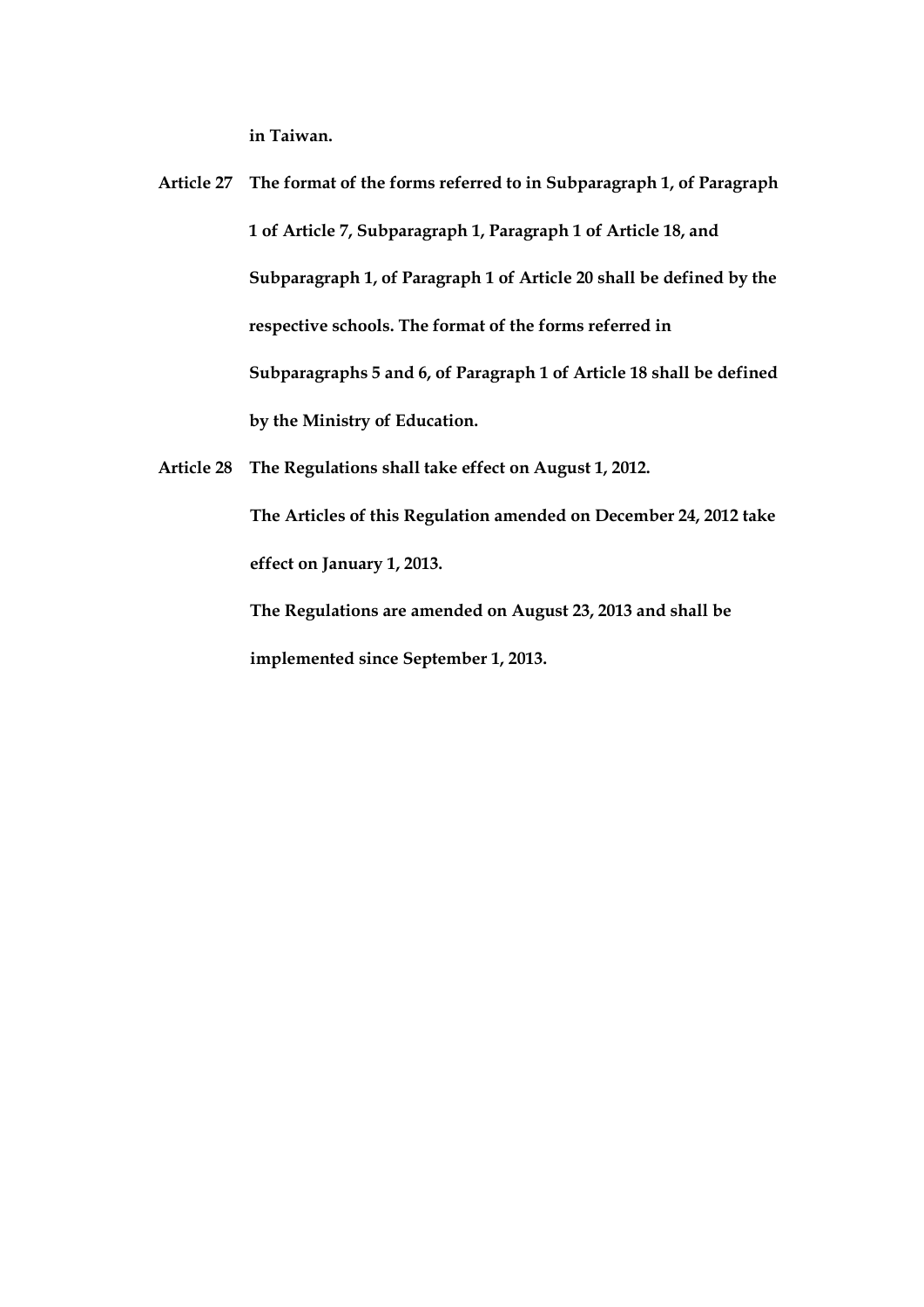**in Taiwan.**

**Article 27** **The format of the forms referred to in Subparagraph 1, of Paragraph 1 of Article 7, Subparagraph 1, Paragraph 1 of Article 18, and Subparagraph 1, of Paragraph 1 of Article 20 shall be defined by the respective schools. The format of the forms referred in Subparagraphs 5 and 6, of Paragraph 1 of Article 18 shall be defined by the Ministry of Education.**

**Article 28** **The Regulations shall take effect on August 1, 2012.**

**The Articles of this Regulation amended on December 24, 2012 take effect on January 1, 2013.**

**The Regulations are amended on August 23, 2013 and shall be implemented since September 1, 2013.**